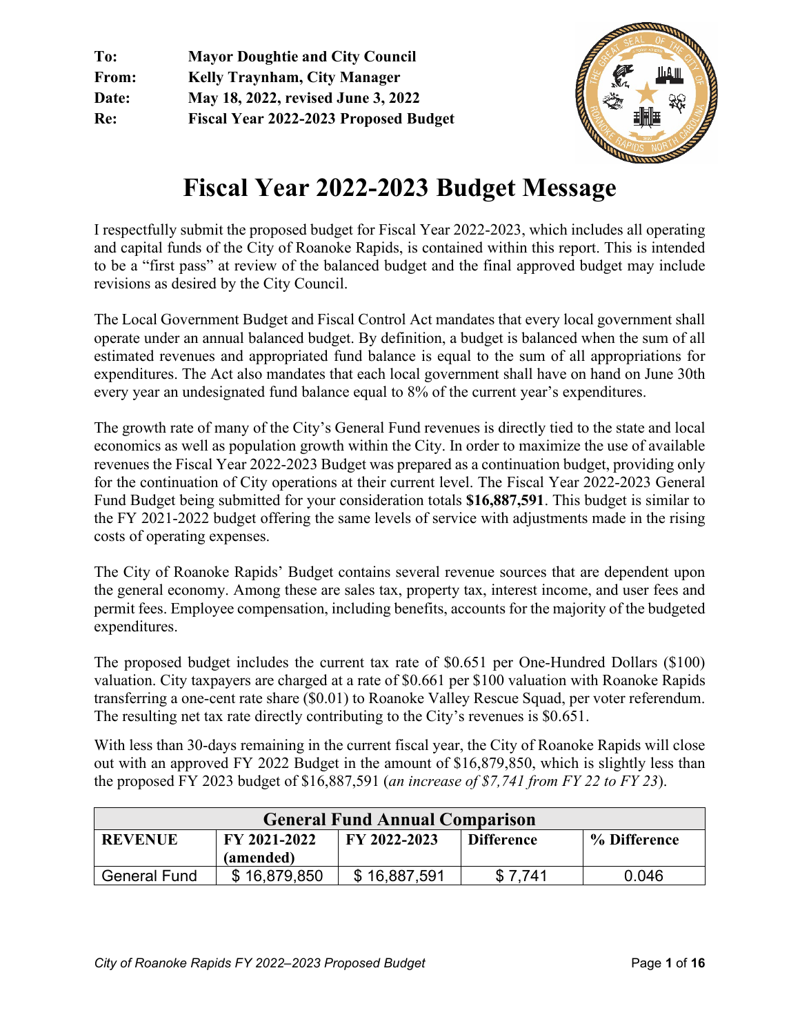**To:** **Mayor Doughtie and City Council**
**From:** **Kelly Traynham, City Manager**
**Date:** **May 18, 2022, revised June 3, 2022**
**Re:** **Fiscal Year 2022-2023 Proposed Budget**

# Fiscal Year 2022-2023 Budget Message

I respectfully submit the proposed budget for Fiscal Year 2022-2023, which includes all operating and capital funds of the City of Roanoke Rapids, is contained within this report. This is intended to be a "first pass" at review of the balanced budget and the final approved budget may include revisions as desired by the City Council.

The Local Government Budget and Fiscal Control Act mandates that every local government shall operate under an annual balanced budget. By definition, a budget is balanced when the sum of all estimated revenues and appropriated fund balance is equal to the sum of all appropriations for expenditures. The Act also mandates that each local government shall have on hand on June 30th every year an undesignated fund balance equal to 8% of the current year's expenditures.

The growth rate of many of the City's General Fund revenues is directly tied to the state and local economics as well as population growth within the City. In order to maximize the use of available revenues the Fiscal Year 2022-2023 Budget was prepared as a continuation budget, providing only for the continuation of City operations at their current level. The Fiscal Year 2022-2023 General Fund Budget being submitted for your consideration totals **$16,887,591**. This budget is similar to the FY 2021-2022 budget offering the same levels of service with adjustments made in the rising costs of operating expenses.

The City of Roanoke Rapids' Budget contains several revenue sources that are dependent upon the general economy. Among these are sales tax, property tax, interest income, and user fees and permit fees. Employee compensation, including benefits, accounts for the majority of the budgeted expenditures.

The proposed budget includes the current tax rate of $0.651 per One-Hundred Dollars ($100) valuation. City taxpayers are charged at a rate of $0.661 per $100 valuation with Roanoke Rapids transferring a one-cent rate share ($0.01) to Roanoke Valley Rescue Squad, per voter referendum. The resulting net tax rate directly contributing to the City's revenues is $0.651.

With less than 30-days remaining in the current fiscal year, the City of Roanoke Rapids will close out with an approved FY 2022 Budget in the amount of $16,879,850, which is slightly less than the proposed FY 2023 budget of $16,887,591 (*an increase of $7,741 from FY 22 to FY 23*).

| General Fund Annual Comparison | | | | |
|---|---|---|---|---|
| **REVENUE** | **FY 2021-2022 (amended)** | **FY 2022-2023** | **Difference** | **% Difference** |
| General Fund | $ 16,879,850 | $ 16,887,591 | $ 7,741 | 0.046 |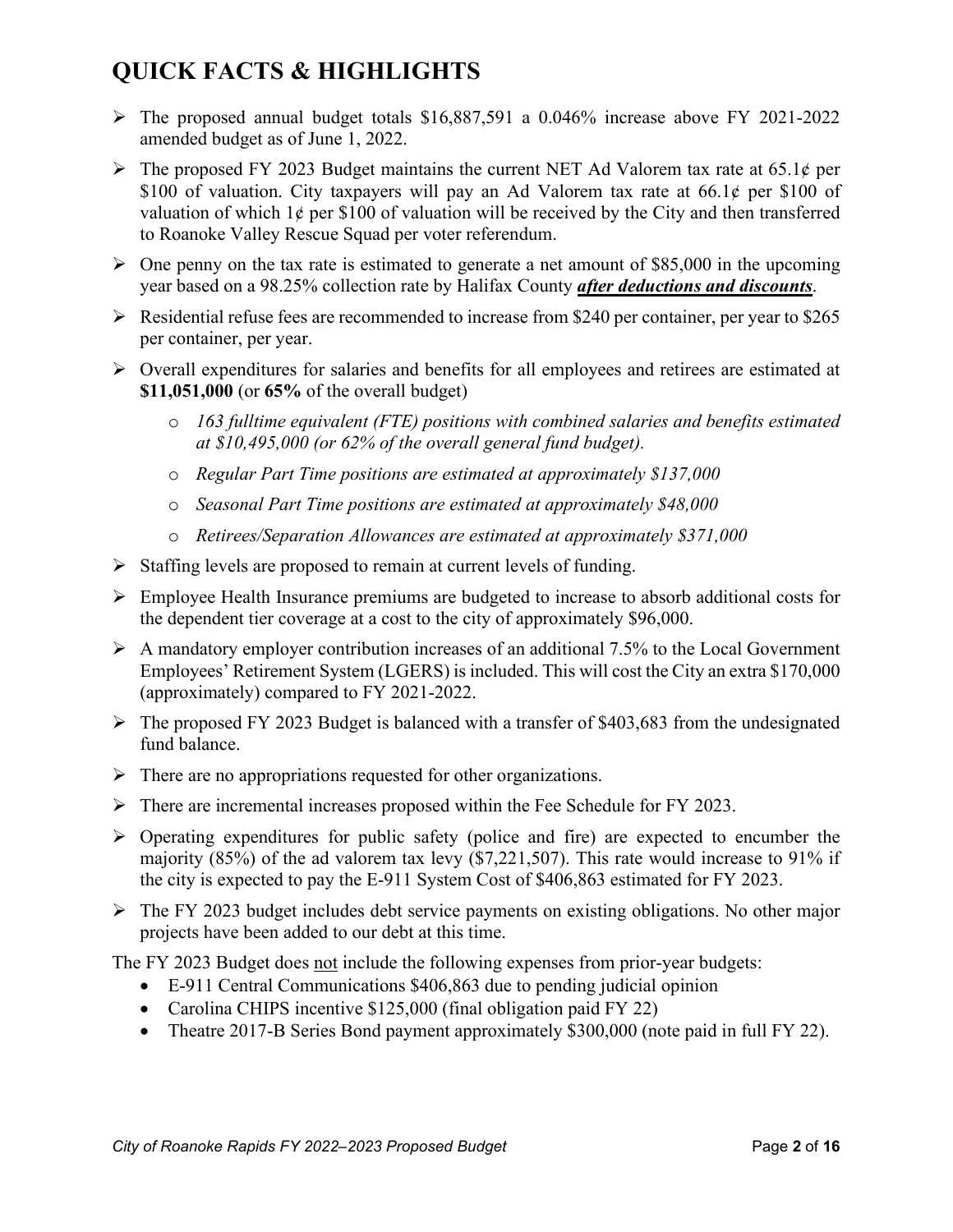# QUICK FACTS & HIGHLIGHTS

- The proposed annual budget totals $16,887,591 a 0.046% increase above FY 2021-2022 amended budget as of June 1, 2022.
- The proposed FY 2023 Budget maintains the current NET Ad Valorem tax rate at 65.1¢ per $100 of valuation. City taxpayers will pay an Ad Valorem tax rate at 66.1¢ per $100 of valuation of which 1¢ per $100 of valuation will be received by the City and then transferred to Roanoke Valley Rescue Squad per voter referendum.
- One penny on the tax rate is estimated to generate a net amount of $85,000 in the upcoming year based on a 98.25% collection rate by Halifax County ***<u>after deductions and discounts</u>***.
- Residential refuse fees are recommended to increase from $240 per container, per year to $265 per container, per year.
- Overall expenditures for salaries and benefits for all employees and retirees are estimated at **$11,051,000** (or **65%** of the overall budget)
  - *163 fulltime equivalent (FTE) positions with combined salaries and benefits estimated at $10,495,000 (or 62% of the overall general fund budget).*
  - *Regular Part Time positions are estimated at approximately $137,000*
  - *Seasonal Part Time positions are estimated at approximately $48,000*
  - *Retirees/Separation Allowances are estimated at approximately $371,000*
- Staffing levels are proposed to remain at current levels of funding.
- Employee Health Insurance premiums are budgeted to increase to absorb additional costs for the dependent tier coverage at a cost to the city of approximately $96,000.
- A mandatory employer contribution increases of an additional 7.5% to the Local Government Employees' Retirement System (LGERS) is included. This will cost the City an extra $170,000 (approximately) compared to FY 2021-2022.
- The proposed FY 2023 Budget is balanced with a transfer of $403,683 from the undesignated fund balance.
- There are no appropriations requested for other organizations.
- There are incremental increases proposed within the Fee Schedule for FY 2023.
- Operating expenditures for public safety (police and fire) are expected to encumber the majority (85%) of the ad valorem tax levy ($7,221,507). This rate would increase to 91% if the city is expected to pay the E-911 System Cost of $406,863 estimated for FY 2023.
- The FY 2023 budget includes debt service payments on existing obligations. No other major projects have been added to our debt at this time.

The FY 2023 Budget does <u>not</u> include the following expenses from prior-year budgets:

- E-911 Central Communications $406,863 due to pending judicial opinion
- Carolina CHIPS incentive $125,000 (final obligation paid FY 22)
- Theatre 2017-B Series Bond payment approximately $300,000 (note paid in full FY 22).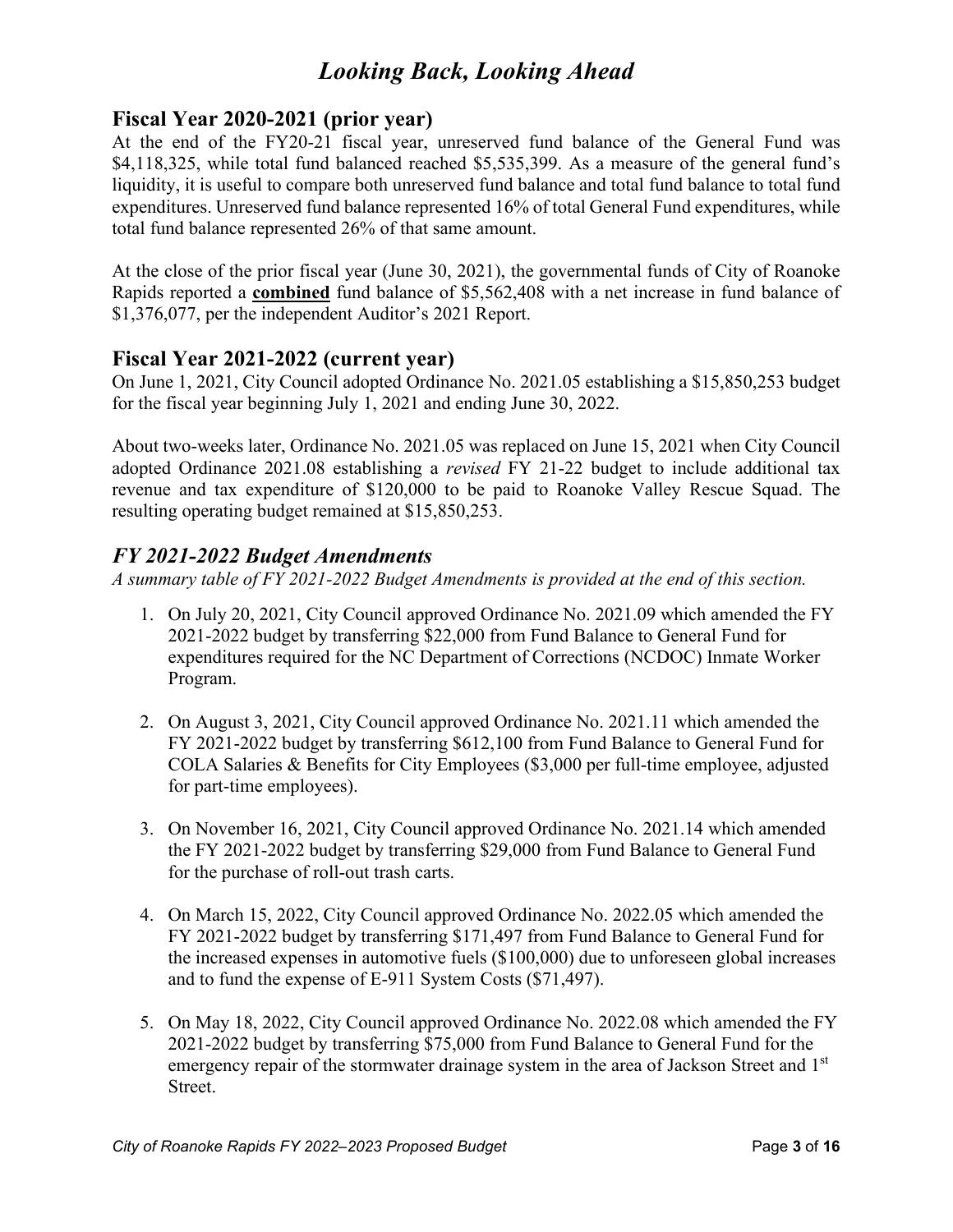# *Looking Back, Looking Ahead*

## Fiscal Year 2020-2021 (prior year)

At the end of the FY20-21 fiscal year, unreserved fund balance of the General Fund was \$4,118,325, while total fund balanced reached \$5,535,399. As a measure of the general fund's liquidity, it is useful to compare both unreserved fund balance and total fund balance to total fund expenditures. Unreserved fund balance represented 16% of total General Fund expenditures, while total fund balance represented 26% of that same amount.

At the close of the prior fiscal year (June 30, 2021), the governmental funds of City of Roanoke Rapids reported a **combined** fund balance of \$5,562,408 with a net increase in fund balance of \$1,376,077, per the independent Auditor's 2021 Report.

## Fiscal Year 2021-2022 (current year)

On June 1, 2021, City Council adopted Ordinance No. 2021.05 establishing a \$15,850,253 budget for the fiscal year beginning July 1, 2021 and ending June 30, 2022.

About two-weeks later, Ordinance No. 2021.05 was replaced on June 15, 2021 when City Council adopted Ordinance 2021.08 establishing a *revised* FY 21-22 budget to include additional tax revenue and tax expenditure of \$120,000 to be paid to Roanoke Valley Rescue Squad. The resulting operating budget remained at \$15,850,253.

## *FY 2021-2022 Budget Amendments*

*A summary table of FY 2021-2022 Budget Amendments is provided at the end of this section.*

1. On July 20, 2021, City Council approved Ordinance No. 2021.09 which amended the FY 2021-2022 budget by transferring \$22,000 from Fund Balance to General Fund for expenditures required for the NC Department of Corrections (NCDOC) Inmate Worker Program.

2. On August 3, 2021, City Council approved Ordinance No. 2021.11 which amended the FY 2021-2022 budget by transferring \$612,100 from Fund Balance to General Fund for COLA Salaries & Benefits for City Employees (\$3,000 per full-time employee, adjusted for part-time employees).

3. On November 16, 2021, City Council approved Ordinance No. 2021.14 which amended the FY 2021-2022 budget by transferring \$29,000 from Fund Balance to General Fund for the purchase of roll-out trash carts.

4. On March 15, 2022, City Council approved Ordinance No. 2022.05 which amended the FY 2021-2022 budget by transferring \$171,497 from Fund Balance to General Fund for the increased expenses in automotive fuels (\$100,000) due to unforeseen global increases and to fund the expense of E-911 System Costs (\$71,497).

5. On May 18, 2022, City Council approved Ordinance No. 2022.08 which amended the FY 2021-2022 budget by transferring \$75,000 from Fund Balance to General Fund for the emergency repair of the stormwater drainage system in the area of Jackson Street and 1st Street.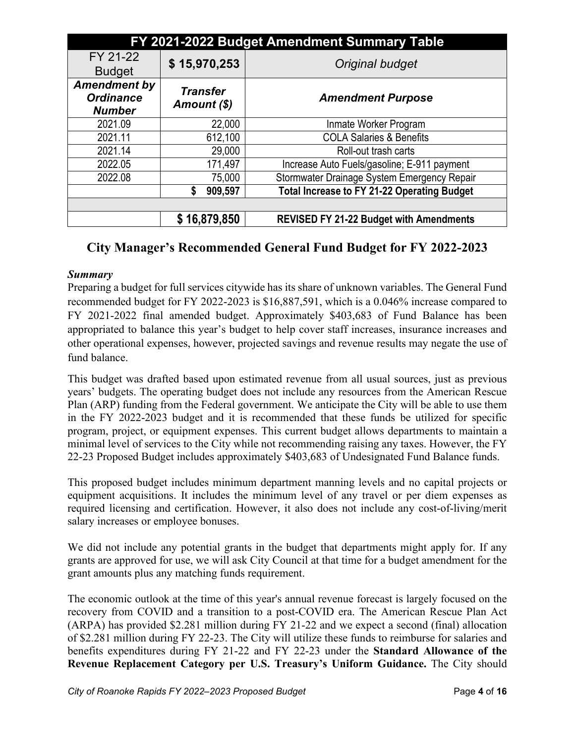| FY 2021-2022 Budget Amendment Summary Table | | |
|---|---|---|
| FY 21-22 Budget | **$ 15,970,253** | *Original budget* |
| ***Amendment by Ordinance Number*** | ***Transfer Amount ($)*** | ***Amendment Purpose*** |
| 2021.09 | 22,000 | Inmate Worker Program |
| 2021.11 | 612,100 | COLA Salaries & Benefits |
| 2021.14 | 29,000 | Roll-out trash carts |
| 2022.05 | 171,497 | Increase Auto Fuels/gasoline; E-911 payment |
| 2022.08 | 75,000 | Stormwater Drainage System Emergency Repair |
| | **$ 909,597** | **Total Increase to FY 21-22 Operating Budget** |
| | | |
| | **$ 16,879,850** | **REVISED FY 21-22 Budget with Amendments** |

## City Manager's Recommended General Fund Budget for FY 2022-2023

***Summary***

Preparing a budget for full services citywide has its share of unknown variables. The General Fund recommended budget for FY 2022-2023 is $16,887,591, which is a 0.046% increase compared to FY 2021-2022 final amended budget. Approximately $403,683 of Fund Balance has been appropriated to balance this year's budget to help cover staff increases, insurance increases and other operational expenses, however, projected savings and revenue results may negate the use of fund balance.

This budget was drafted based upon estimated revenue from all usual sources, just as previous years' budgets. The operating budget does not include any resources from the American Rescue Plan (ARP) funding from the Federal government. We anticipate the City will be able to use them in the FY 2022-2023 budget and it is recommended that these funds be utilized for specific program, project, or equipment expenses. This current budget allows departments to maintain a minimal level of services to the City while not recommending raising any taxes. However, the FY 22-23 Proposed Budget includes approximately $403,683 of Undesignated Fund Balance funds.

This proposed budget includes minimum department manning levels and no capital projects or equipment acquisitions. It includes the minimum level of any travel or per diem expenses as required licensing and certification. However, it also does not include any cost-of-living/merit salary increases or employee bonuses.

We did not include any potential grants in the budget that departments might apply for. If any grants are approved for use, we will ask City Council at that time for a budget amendment for the grant amounts plus any matching funds requirement.

The economic outlook at the time of this year's annual revenue forecast is largely focused on the recovery from COVID and a transition to a post-COVID era. The American Rescue Plan Act (ARPA) has provided $2.281 million during FY 21-22 and we expect a second (final) allocation of $2.281 million during FY 22-23. The City will utilize these funds to reimburse for salaries and benefits expenditures during FY 21-22 and FY 22-23 under the **Standard Allowance of the Revenue Replacement Category per U.S. Treasury's Uniform Guidance.** The City should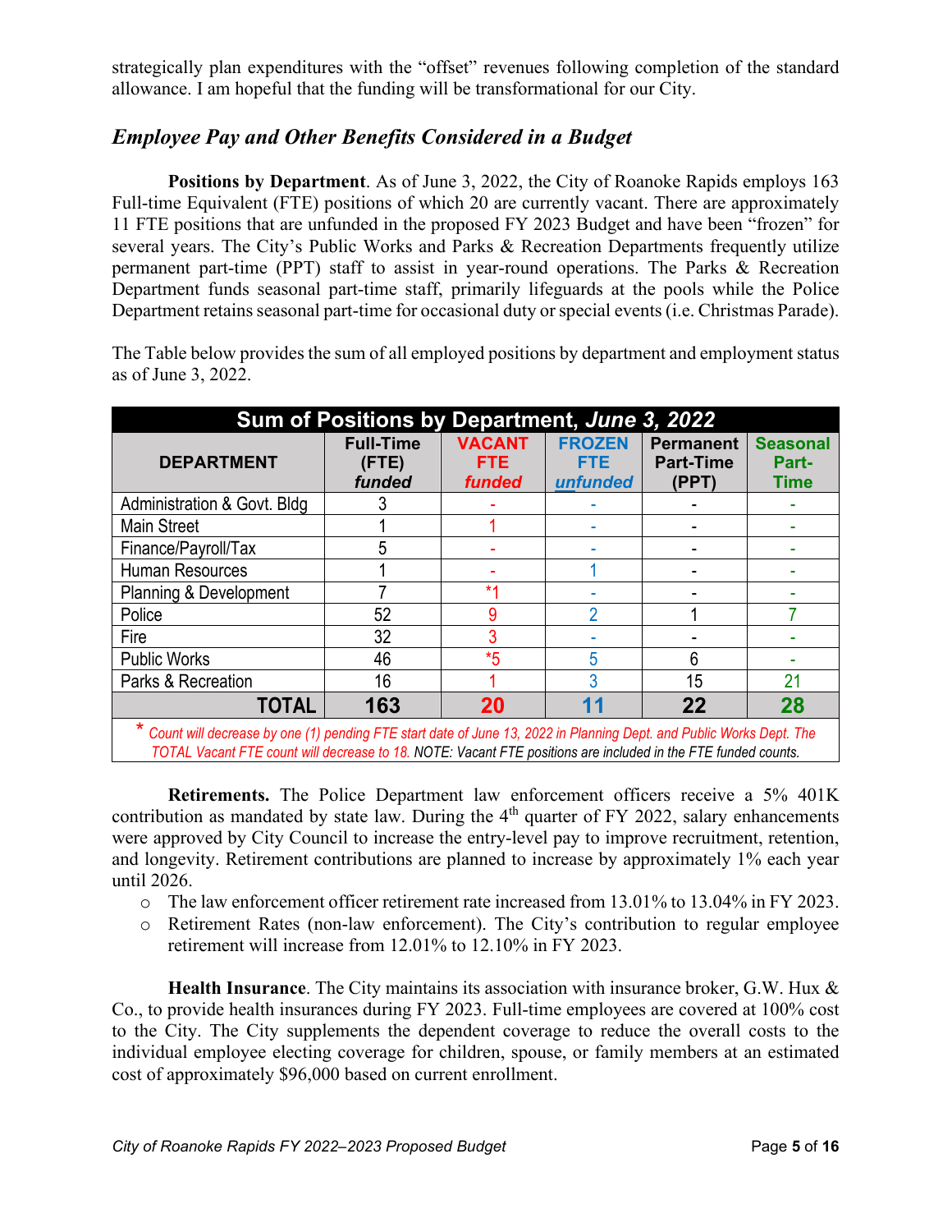strategically plan expenditures with the "offset" revenues following completion of the standard allowance. I am hopeful that the funding will be transformational for our City.

## *Employee Pay and Other Benefits Considered in a Budget*

**Positions by Department**. As of June 3, 2022, the City of Roanoke Rapids employs 163 Full-time Equivalent (FTE) positions of which 20 are currently vacant. There are approximately 11 FTE positions that are unfunded in the proposed FY 2023 Budget and have been "frozen" for several years. The City's Public Works and Parks & Recreation Departments frequently utilize permanent part-time (PPT) staff to assist in year-round operations. The Parks & Recreation Department funds seasonal part-time staff, primarily lifeguards at the pools while the Police Department retains seasonal part-time for occasional duty or special events (i.e. Christmas Parade).

The Table below provides the sum of all employed positions by department and employment status as of June 3, 2022.

**Sum of Positions by Department, *June 3, 2022***

| DEPARTMENT | Full-Time (FTE) *funded* | VACANT FTE *funded* | FROZEN FTE *unfunded* | Permanent Part-Time (PPT) | Seasonal Part-Time |
|---|---|---|---|---|---|
| Administration & Govt. Bldg | 3 | - | - | - | - |
| Main Street | 1 | 1 | - | - | - |
| Finance/Payroll/Tax | 5 | - | - | - | - |
| Human Resources | 1 | - | 1 | - | - |
| Planning & Development | 7 | *1 | - | - | - |
| Police | 52 | 9 | 2 | 1 | 7 |
| Fire | 32 | 3 | - | - | - |
| Public Works | 46 | *5 | 5 | 6 | - |
| Parks & Recreation | 16 | 1 | 3 | 15 | 21 |
| **TOTAL** | **163** | **20** | **11** | **22** | **28** |

\* *Count will decrease by one (1) pending FTE start date of June 13, 2022 in Planning Dept. and Public Works Dept. The TOTAL Vacant FTE count will decrease to 18. NOTE: Vacant FTE positions are included in the FTE funded counts.*

**Retirements.** The Police Department law enforcement officers receive a 5% 401K contribution as mandated by state law. During the 4th quarter of FY 2022, salary enhancements were approved by City Council to increase the entry-level pay to improve recruitment, retention, and longevity. Retirement contributions are planned to increase by approximately 1% each year until 2026.

- The law enforcement officer retirement rate increased from 13.01% to 13.04% in FY 2023.
- Retirement Rates (non-law enforcement). The City's contribution to regular employee retirement will increase from 12.01% to 12.10% in FY 2023.

**Health Insurance**. The City maintains its association with insurance broker, G.W. Hux & Co., to provide health insurances during FY 2023. Full-time employees are covered at 100% cost to the City. The City supplements the dependent coverage to reduce the overall costs to the individual employee electing coverage for children, spouse, or family members at an estimated cost of approximately $96,000 based on current enrollment.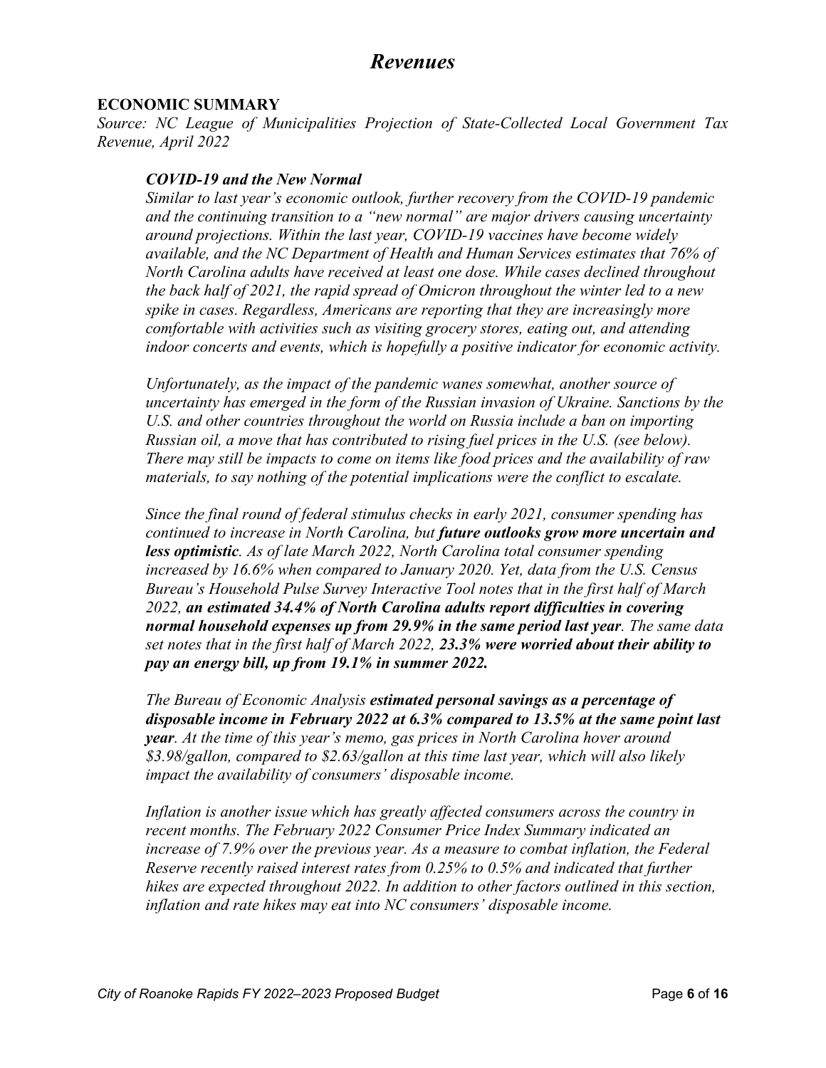# *Revenues*

## ECONOMIC SUMMARY

*Source: NC League of Municipalities Projection of State-Collected Local Government Tax Revenue, April 2022*

### *COVID-19 and the New Normal*

*Similar to last year's economic outlook, further recovery from the COVID-19 pandemic and the continuing transition to a "new normal" are major drivers causing uncertainty around projections. Within the last year, COVID-19 vaccines have become widely available, and the NC Department of Health and Human Services estimates that 76% of North Carolina adults have received at least one dose. While cases declined throughout the back half of 2021, the rapid spread of Omicron throughout the winter led to a new spike in cases. Regardless, Americans are reporting that they are increasingly more comfortable with activities such as visiting grocery stores, eating out, and attending indoor concerts and events, which is hopefully a positive indicator for economic activity.*

*Unfortunately, as the impact of the pandemic wanes somewhat, another source of uncertainty has emerged in the form of the Russian invasion of Ukraine. Sanctions by the U.S. and other countries throughout the world on Russia include a ban on importing Russian oil, a move that has contributed to rising fuel prices in the U.S. (see below). There may still be impacts to come on items like food prices and the availability of raw materials, to say nothing of the potential implications were the conflict to escalate.*

*Since the final round of federal stimulus checks in early 2021, consumer spending has continued to increase in North Carolina, but* ***future outlooks grow more uncertain and less optimistic****. As of late March 2022, North Carolina total consumer spending increased by 16.6% when compared to January 2020. Yet, data from the U.S. Census Bureau's Household Pulse Survey Interactive Tool notes that in the first half of March 2022,* ***an estimated 34.4% of North Carolina adults report difficulties in covering normal household expenses up from 29.9% in the same period last year****. The same data set notes that in the first half of March 2022,* ***23.3% were worried about their ability to pay an energy bill, up from 19.1% in summer 2022.***

*The Bureau of Economic Analysis* ***estimated personal savings as a percentage of disposable income in February 2022 at 6.3% compared to 13.5% at the same point last year****. At the time of this year's memo, gas prices in North Carolina hover around \$3.98/gallon, compared to \$2.63/gallon at this time last year, which will also likely impact the availability of consumers' disposable income.*

*Inflation is another issue which has greatly affected consumers across the country in recent months. The February 2022 Consumer Price Index Summary indicated an increase of 7.9% over the previous year. As a measure to combat inflation, the Federal Reserve recently raised interest rates from 0.25% to 0.5% and indicated that further hikes are expected throughout 2022. In addition to other factors outlined in this section, inflation and rate hikes may eat into NC consumers' disposable income.*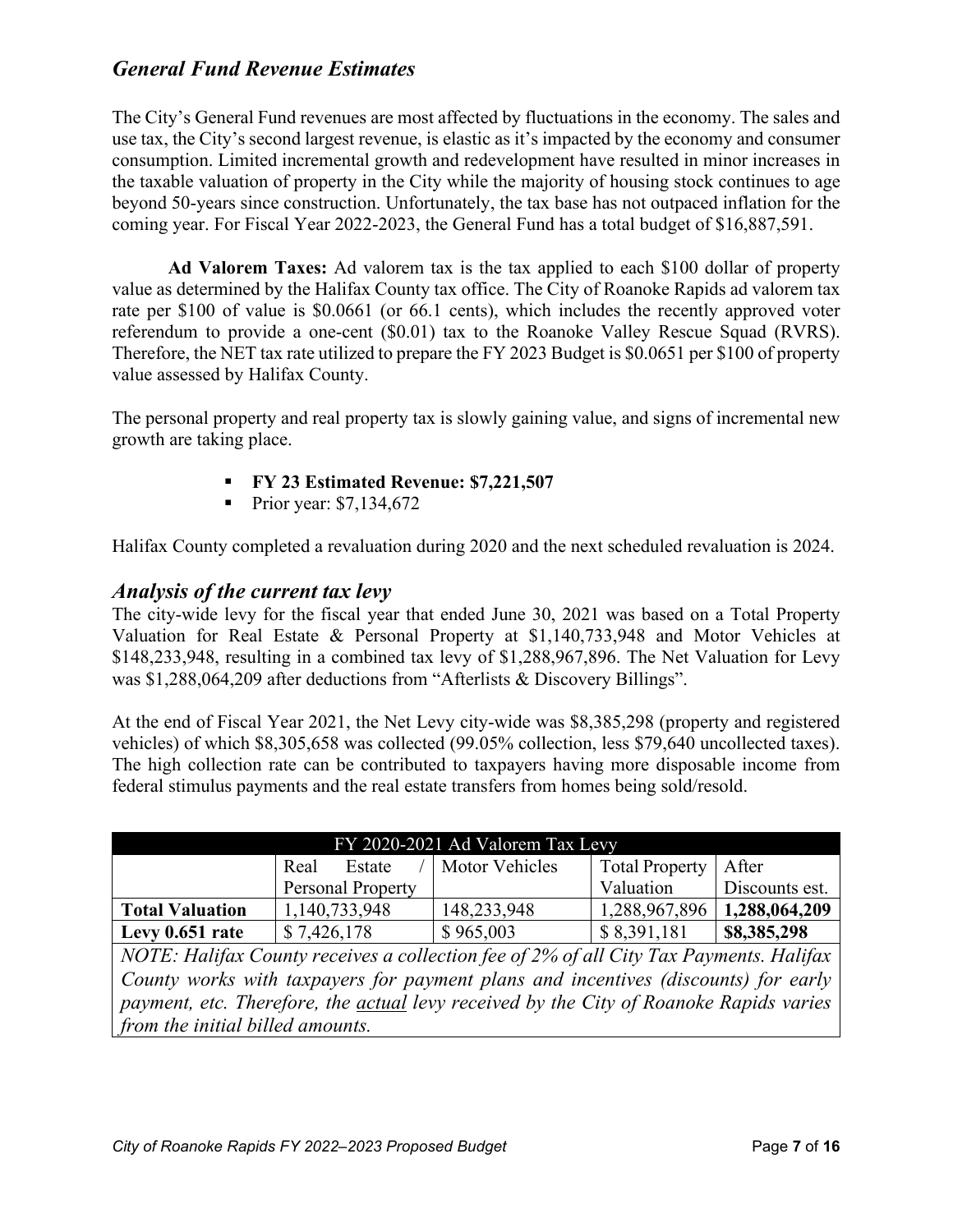## *General Fund Revenue Estimates*

The City's General Fund revenues are most affected by fluctuations in the economy. The sales and use tax, the City's second largest revenue, is elastic as it's impacted by the economy and consumer consumption. Limited incremental growth and redevelopment have resulted in minor increases in the taxable valuation of property in the City while the majority of housing stock continues to age beyond 50-years since construction. Unfortunately, the tax base has not outpaced inflation for the coming year. For Fiscal Year 2022-2023, the General Fund has a total budget of $16,887,591.

**Ad Valorem Taxes:** Ad valorem tax is the tax applied to each $100 dollar of property value as determined by the Halifax County tax office. The City of Roanoke Rapids ad valorem tax rate per $100 of value is $0.0661 (or 66.1 cents), which includes the recently approved voter referendum to provide a one-cent ($0.01) tax to the Roanoke Valley Rescue Squad (RVRS). Therefore, the NET tax rate utilized to prepare the FY 2023 Budget is $0.0651 per $100 of property value assessed by Halifax County.

The personal property and real property tax is slowly gaining value, and signs of incremental new growth are taking place.

- **FY 23 Estimated Revenue: $7,221,507**
- Prior year: $7,134,672

Halifax County completed a revaluation during 2020 and the next scheduled revaluation is 2024.

## *Analysis of the current tax levy*

The city-wide levy for the fiscal year that ended June 30, 2021 was based on a Total Property Valuation for Real Estate & Personal Property at $1,140,733,948 and Motor Vehicles at $148,233,948, resulting in a combined tax levy of $1,288,967,896. The Net Valuation for Levy was $1,288,064,209 after deductions from "Afterlists & Discovery Billings".

At the end of Fiscal Year 2021, the Net Levy city-wide was $8,385,298 (property and registered vehicles) of which $8,305,658 was collected (99.05% collection, less $79,640 uncollected taxes). The high collection rate can be contributed to taxpayers having more disposable income from federal stimulus payments and the real estate transfers from homes being sold/resold.

| FY 2020-2021 Ad Valorem Tax Levy | | | | |
|---|---|---|---|---|
| | Real Estate / Personal Property | Motor Vehicles | Total Property Valuation | After Discounts est. |
| **Total Valuation** | 1,140,733,948 | 148,233,948 | 1,288,967,896 | **1,288,064,209** |
| **Levy 0.651 rate** | $ 7,426,178 | $ 965,003 | $ 8,391,181 | **$8,385,298** |
| *NOTE: Halifax County receives a collection fee of 2% of all City Tax Payments. Halifax County works with taxpayers for payment plans and incentives (discounts) for early payment, etc. Therefore, the actual levy received by the City of Roanoke Rapids varies from the initial billed amounts.* | | | | |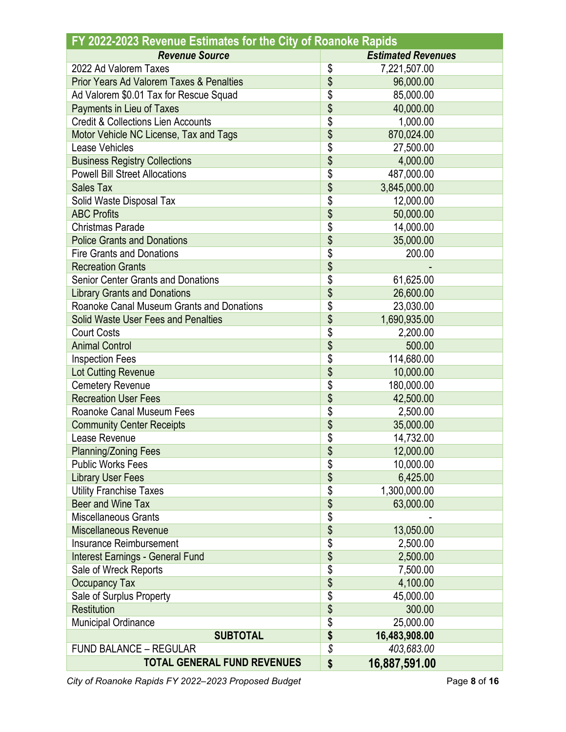| FY 2022-2023 Revenue Estimates for the City of Roanoke Rapids | |
|---|---|
| ***Revenue Source*** | ***Estimated Revenues*** |
| 2022 Ad Valorem Taxes | $ 7,221,507.00 |
| Prior Years Ad Valorem Taxes & Penalties | $ 96,000.00 |
| Ad Valorem $0.01 Tax for Rescue Squad | $ 85,000.00 |
| Payments in Lieu of Taxes | $ 40,000.00 |
| Credit & Collections Lien Accounts | $ 1,000.00 |
| Motor Vehicle NC License, Tax and Tags | $ 870,024.00 |
| Lease Vehicles | $ 27,500.00 |
| Business Registry Collections | $ 4,000.00 |
| Powell Bill Street Allocations | $ 487,000.00 |
| Sales Tax | $ 3,845,000.00 |
| Solid Waste Disposal Tax | $ 12,000.00 |
| ABC Profits | $ 50,000.00 |
| Christmas Parade | $ 14,000.00 |
| Police Grants and Donations | $ 35,000.00 |
| Fire Grants and Donations | $ 200.00 |
| Recreation Grants | $ - |
| Senior Center Grants and Donations | $ 61,625.00 |
| Library Grants and Donations | $ 26,600.00 |
| Roanoke Canal Museum Grants and Donations | $ 23,030.00 |
| Solid Waste User Fees and Penalties | $ 1,690,935.00 |
| Court Costs | $ 2,200.00 |
| Animal Control | $ 500.00 |
| Inspection Fees | $ 114,680.00 |
| Lot Cutting Revenue | $ 10,000.00 |
| Cemetery Revenue | $ 180,000.00 |
| Recreation User Fees | $ 42,500.00 |
| Roanoke Canal Museum Fees | $ 2,500.00 |
| Community Center Receipts | $ 35,000.00 |
| Lease Revenue | $ 14,732.00 |
| Planning/Zoning Fees | $ 12,000.00 |
| Public Works Fees | $ 10,000.00 |
| Library User Fees | $ 6,425.00 |
| Utility Franchise Taxes | $ 1,300,000.00 |
| Beer and Wine Tax | $ 63,000.00 |
| Miscellaneous Grants | $ - |
| Miscellaneous Revenue | $ 13,050.00 |
| Insurance Reimbursement | $ 2,500.00 |
| Interest Earnings - General Fund | $ 2,500.00 |
| Sale of Wreck Reports | $ 7,500.00 |
| Occupancy Tax | $ 4,100.00 |
| Sale of Surplus Property | $ 45,000.00 |
| Restitution | $ 300.00 |
| Municipal Ordinance | $ 25,000.00 |
| **SUBTOTAL** | **$ 16,483,908.00** |
| FUND BALANCE – REGULAR | *$ 403,683.00* |
| **TOTAL GENERAL FUND REVENUES** | **$ 16,887,591.00** |

*City of Roanoke Rapids FY 2022–2023 Proposed Budget*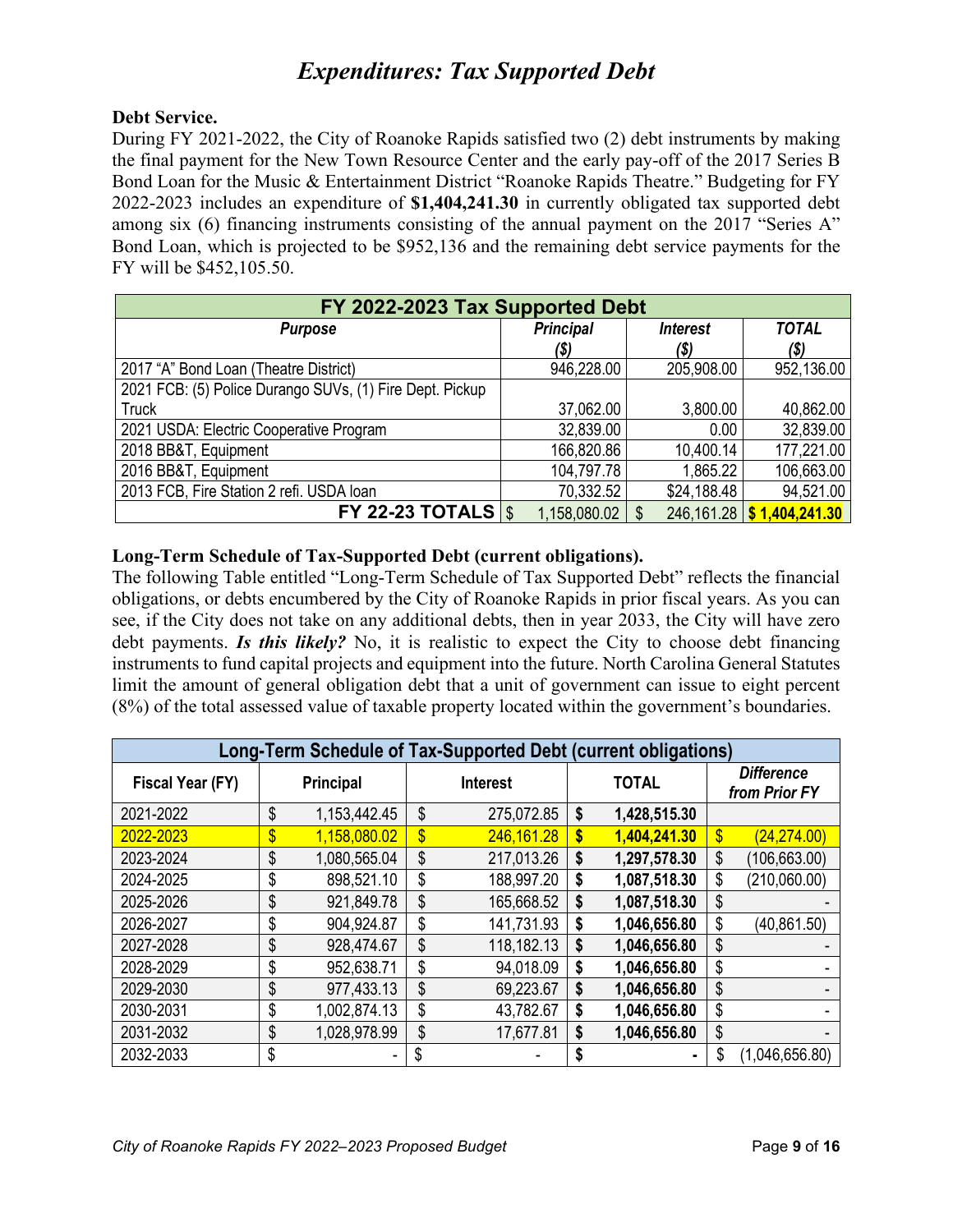# *Expenditures: Tax Supported Debt*

**Debt Service.**

During FY 2021-2022, the City of Roanoke Rapids satisfied two (2) debt instruments by making the final payment for the New Town Resource Center and the early pay-off of the 2017 Series B Bond Loan for the Music & Entertainment District "Roanoke Rapids Theatre." Budgeting for FY 2022-2023 includes an expenditure of **$1,404,241.30** in currently obligated tax supported debt among six (6) financing instruments consisting of the annual payment on the 2017 "Series A" Bond Loan, which is projected to be $952,136 and the remaining debt service payments for the FY will be $452,105.50.

| FY 2022-2023 Tax Supported Debt | | | |
|---|---|---|---|
| ***Purpose*** | ***Principal ($)*** | ***Interest ($)*** | ***TOTAL ($)*** |
| 2017 "A" Bond Loan (Theatre District) | 946,228.00 | 205,908.00 | 952,136.00 |
| 2021 FCB: (5) Police Durango SUVs, (1) Fire Dept. Pickup Truck | 37,062.00 | 3,800.00 | 40,862.00 |
| 2021 USDA: Electric Cooperative Program | 32,839.00 | 0.00 | 32,839.00 |
| 2018 BB&T, Equipment | 166,820.86 | 10,400.14 | 177,221.00 |
| 2016 BB&T, Equipment | 104,797.78 | 1,865.22 | 106,663.00 |
| 2013 FCB, Fire Station 2 refi. USDA loan | 70,332.52 | $24,188.48 | 94,521.00 |
| **FY 22-23 TOTALS** | $ 1,158,080.02 | $ 246,161.28 | **$ 1,404,241.30** |

**Long-Term Schedule of Tax-Supported Debt (current obligations).**

The following Table entitled "Long-Term Schedule of Tax Supported Debt" reflects the financial obligations, or debts encumbered by the City of Roanoke Rapids in prior fiscal years. As you can see, if the City does not take on any additional debts, then in year 2033, the City will have zero debt payments. ***Is this likely?*** No, it is realistic to expect the City to choose debt financing instruments to fund capital projects and equipment into the future. North Carolina General Statutes limit the amount of general obligation debt that a unit of government can issue to eight percent (8%) of the total assessed value of taxable property located within the government's boundaries.

| Long-Term Schedule of Tax-Supported Debt (current obligations) | | | | |
|---|---|---|---|---|
| **Fiscal Year (FY)** | **Principal** | **Interest** | **TOTAL** | ***Difference from Prior FY*** |
| 2021-2022 | $ 1,153,442.45 | $ 275,072.85 | **$ 1,428,515.30** | |
| 2022-2023 | $ 1,158,080.02 | $ 246,161.28 | **$ 1,404,241.30** | $ (24,274.00) |
| 2023-2024 | $ 1,080,565.04 | $ 217,013.26 | **$ 1,297,578.30** | $ (106,663.00) |
| 2024-2025 | $ 898,521.10 | $ 188,997.20 | **$ 1,087,518.30** | $ (210,060.00) |
| 2025-2026 | $ 921,849.78 | $ 165,668.52 | **$ 1,087,518.30** | $ - |
| 2026-2027 | $ 904,924.87 | $ 141,731.93 | **$ 1,046,656.80** | $ (40,861.50) |
| 2027-2028 | $ 928,474.67 | $ 118,182.13 | **$ 1,046,656.80** | $ - |
| 2028-2029 | $ 952,638.71 | $ 94,018.09 | **$ 1,046,656.80** | $ - |
| 2029-2030 | $ 977,433.13 | $ 69,223.67 | **$ 1,046,656.80** | $ - |
| 2030-2031 | $ 1,002,874.13 | $ 43,782.67 | **$ 1,046,656.80** | $ - |
| 2031-2032 | $ 1,028,978.99 | $ 17,677.81 | **$ 1,046,656.80** | $ - |
| 2032-2033 | $ - | $ - | **$ -** | $ (1,046,656.80) |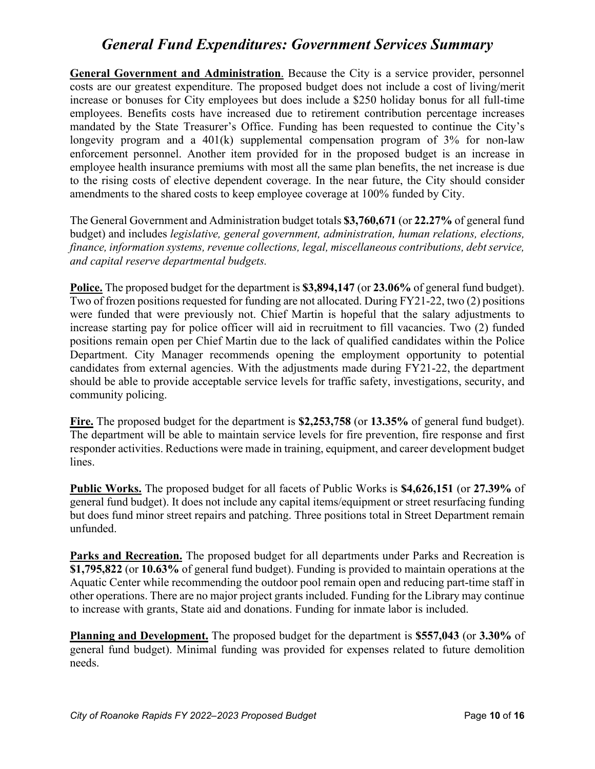# *General Fund Expenditures: Government Services Summary*

**General Government and Administration**. Because the City is a service provider, personnel costs are our greatest expenditure. The proposed budget does not include a cost of living/merit increase or bonuses for City employees but does include a $250 holiday bonus for all full-time employees. Benefits costs have increased due to retirement contribution percentage increases mandated by the State Treasurer's Office. Funding has been requested to continue the City's longevity program and a 401(k) supplemental compensation program of 3% for non-law enforcement personnel. Another item provided for in the proposed budget is an increase in employee health insurance premiums with most all the same plan benefits, the net increase is due to the rising costs of elective dependent coverage. In the near future, the City should consider amendments to the shared costs to keep employee coverage at 100% funded by City.

The General Government and Administration budget totals **$3,760,671** (or **22.27%** of general fund budget) and includes *legislative, general government, administration, human relations, elections, finance, information systems, revenue collections, legal, miscellaneous contributions, debt service, and capital reserve departmental budgets.*

**Police.** The proposed budget for the department is **$3,894,147** (or **23.06%** of general fund budget). Two of frozen positions requested for funding are not allocated. During FY21-22, two (2) positions were funded that were previously not. Chief Martin is hopeful that the salary adjustments to increase starting pay for police officer will aid in recruitment to fill vacancies. Two (2) funded positions remain open per Chief Martin due to the lack of qualified candidates within the Police Department. City Manager recommends opening the employment opportunity to potential candidates from external agencies. With the adjustments made during FY21-22, the department should be able to provide acceptable service levels for traffic safety, investigations, security, and community policing.

**Fire.** The proposed budget for the department is **$2,253,758** (or **13.35%** of general fund budget). The department will be able to maintain service levels for fire prevention, fire response and first responder activities. Reductions were made in training, equipment, and career development budget lines.

**Public Works.** The proposed budget for all facets of Public Works is **$4,626,151** (or **27.39%** of general fund budget). It does not include any capital items/equipment or street resurfacing funding but does fund minor street repairs and patching. Three positions total in Street Department remain unfunded.

**Parks and Recreation.** The proposed budget for all departments under Parks and Recreation is **$1,795,822** (or **10.63%** of general fund budget). Funding is provided to maintain operations at the Aquatic Center while recommending the outdoor pool remain open and reducing part-time staff in other operations. There are no major project grants included. Funding for the Library may continue to increase with grants, State aid and donations. Funding for inmate labor is included.

**Planning and Development.** The proposed budget for the department is **$557,043** (or **3.30%** of general fund budget). Minimal funding was provided for expenses related to future demolition needs.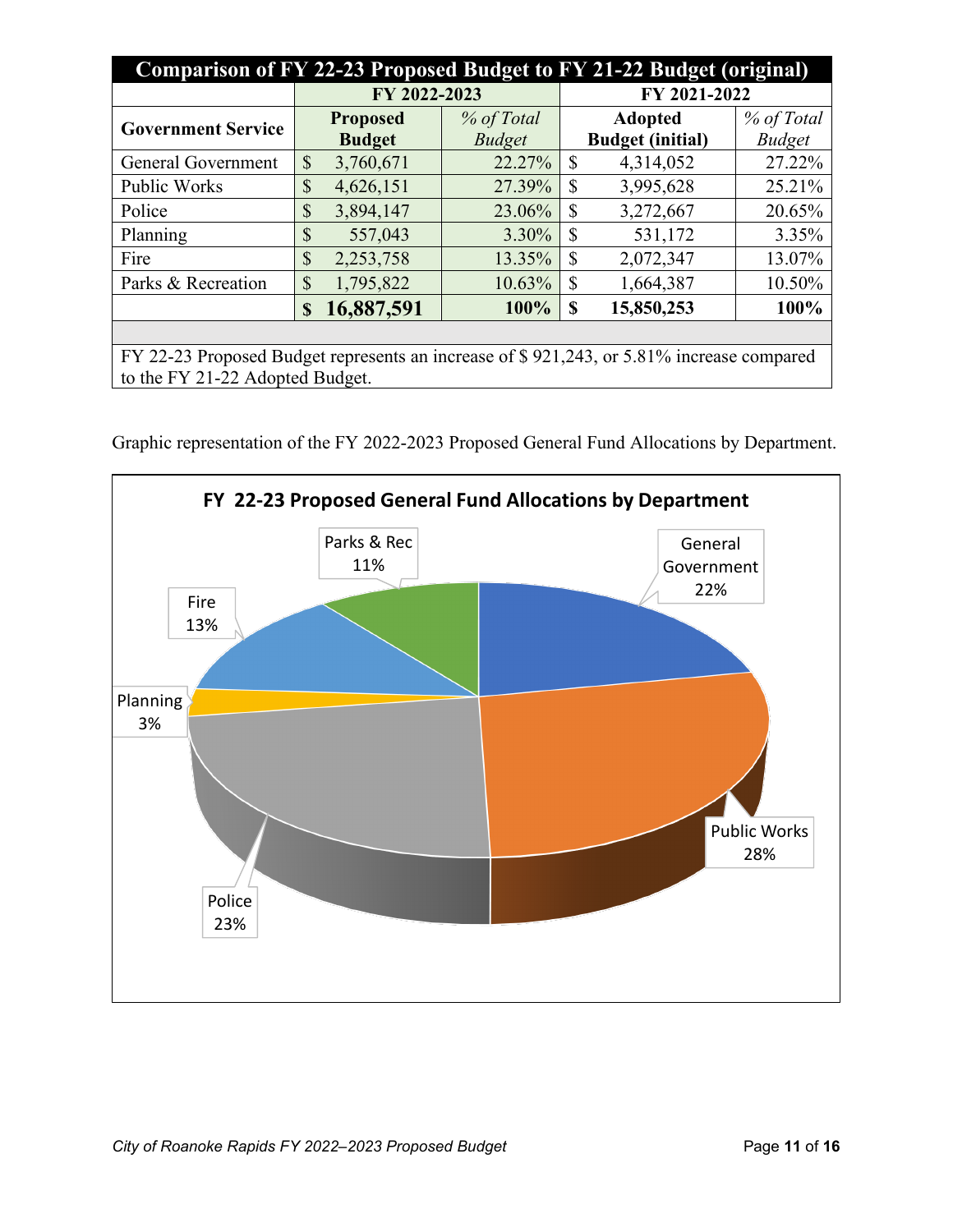| **Comparison of FY 22-23 Proposed Budget to FY 21-22 Budget (original)** | | | | |
|---|---|---|---|---|
| | **FY 2022-2023** | | **FY 2021-2022** | |
| **Government Service** | **Proposed Budget** | *% of Total Budget* | **Adopted Budget (initial)** | *% of Total Budget* |
| General Government | $ 3,760,671 | 22.27% | $ 4,314,052 | 27.22% |
| Public Works | $ 4,626,151 | 27.39% | $ 3,995,628 | 25.21% |
| Police | $ 3,894,147 | 23.06% | $ 3,272,667 | 20.65% |
| Planning | $ 557,043 | 3.30% | $ 531,172 | 3.35% |
| Fire | $ 2,253,758 | 13.35% | $ 2,072,347 | 13.07% |
| Parks & Recreation | $ 1,795,822 | 10.63% | $ 1,664,387 | 10.50% |
| | **$ 16,887,591** | **100%** | **$ 15,850,253** | **100%** |

FY 22-23 Proposed Budget represents an increase of $ 921,243, or 5.81% increase compared to the FY 21-22 Adopted Budget.

Graphic representation of the FY 2022-2023 Proposed General Fund Allocations by Department.

**FY 22-23 Proposed General Fund Allocations by Department**

| Department | Share |
|---|---|
| General Government | 22% |
| Public Works | 28% |
| Police | 23% |
| Planning | 3% |
| Fire | 13% |
| Parks & Rec | 11% |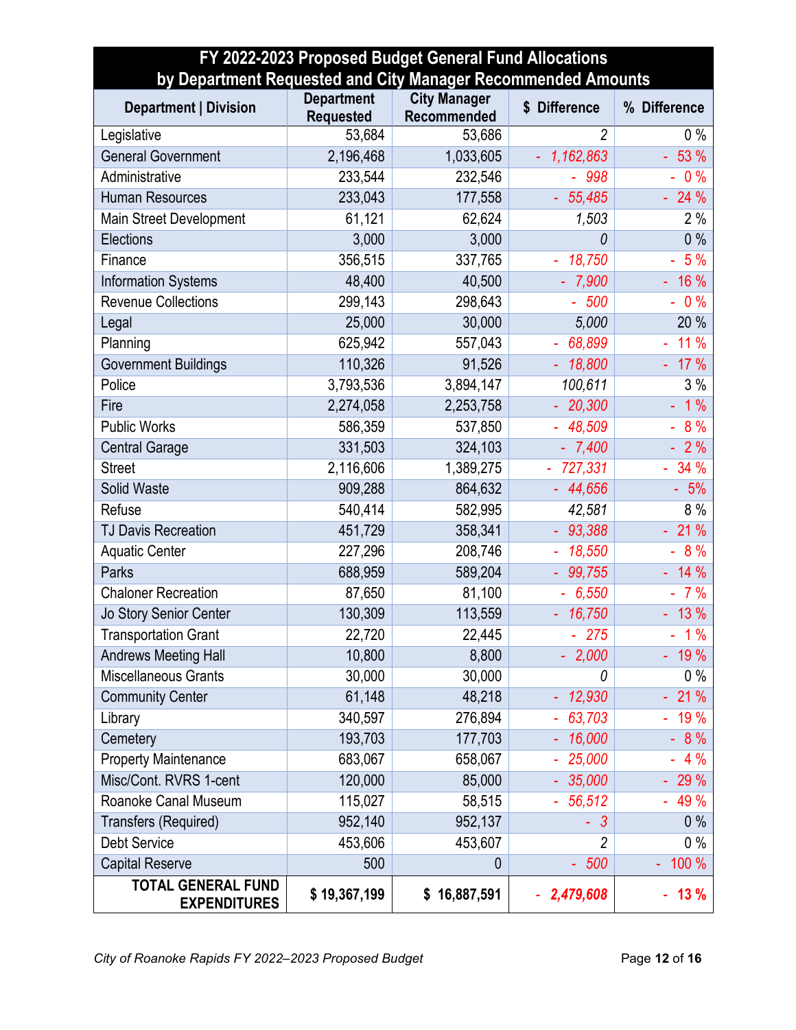| FY 2022-2023 Proposed Budget General Fund Allocations by Department Requested and City Manager Recommended Amounts | | | | |
|---|---|---|---|---|
| **Department \| Division** | **Department Requested** | **City Manager Recommended** | **$ Difference** | **% Difference** |
| Legislative | 53,684 | 53,686 | 2 | 0 % |
| General Government | 2,196,468 | 1,033,605 | - 1,162,863 | - 53 % |
| Administrative | 233,544 | 232,546 | - 998 | - 0 % |
| Human Resources | 233,043 | 177,558 | - 55,485 | - 24 % |
| Main Street Development | 61,121 | 62,624 | 1,503 | 2 % |
| Elections | 3,000 | 3,000 | 0 | 0 % |
| Finance | 356,515 | 337,765 | - 18,750 | - 5 % |
| Information Systems | 48,400 | 40,500 | - 7,900 | - 16 % |
| Revenue Collections | 299,143 | 298,643 | - 500 | - 0 % |
| Legal | 25,000 | 30,000 | 5,000 | 20 % |
| Planning | 625,942 | 557,043 | - 68,899 | - 11 % |
| Government Buildings | 110,326 | 91,526 | - 18,800 | - 17 % |
| Police | 3,793,536 | 3,894,147 | 100,611 | 3 % |
| Fire | 2,274,058 | 2,253,758 | - 20,300 | - 1 % |
| Public Works | 586,359 | 537,850 | - 48,509 | - 8 % |
| Central Garage | 331,503 | 324,103 | - 7,400 | - 2 % |
| Street | 2,116,606 | 1,389,275 | - 727,331 | - 34 % |
| Solid Waste | 909,288 | 864,632 | - 44,656 | - 5% |
| Refuse | 540,414 | 582,995 | 42,581 | 8 % |
| TJ Davis Recreation | 451,729 | 358,341 | - 93,388 | - 21 % |
| Aquatic Center | 227,296 | 208,746 | - 18,550 | - 8 % |
| Parks | 688,959 | 589,204 | - 99,755 | - 14 % |
| Chaloner Recreation | 87,650 | 81,100 | - 6,550 | - 7 % |
| Jo Story Senior Center | 130,309 | 113,559 | - 16,750 | - 13 % |
| Transportation Grant | 22,720 | 22,445 | - 275 | - 1 % |
| Andrews Meeting Hall | 10,800 | 8,800 | - 2,000 | - 19 % |
| Miscellaneous Grants | 30,000 | 30,000 | 0 | 0 % |
| Community Center | 61,148 | 48,218 | - 12,930 | - 21 % |
| Library | 340,597 | 276,894 | - 63,703 | - 19 % |
| Cemetery | 193,703 | 177,703 | - 16,000 | - 8 % |
| Property Maintenance | 683,067 | 658,067 | - 25,000 | - 4 % |
| Misc/Cont. RVRS 1-cent | 120,000 | 85,000 | - 35,000 | - 29 % |
| Roanoke Canal Museum | 115,027 | 58,515 | - 56,512 | - 49 % |
| Transfers (Required) | 952,140 | 952,137 | - 3 | 0 % |
| Debt Service | 453,606 | 453,607 | 2 | 0 % |
| Capital Reserve | 500 | 0 | - 500 | - 100 % |
| **TOTAL GENERAL FUND EXPENDITURES** | **$ 19,367,199** | **$ 16,887,591** | **- 2,479,608** | **- 13 %** |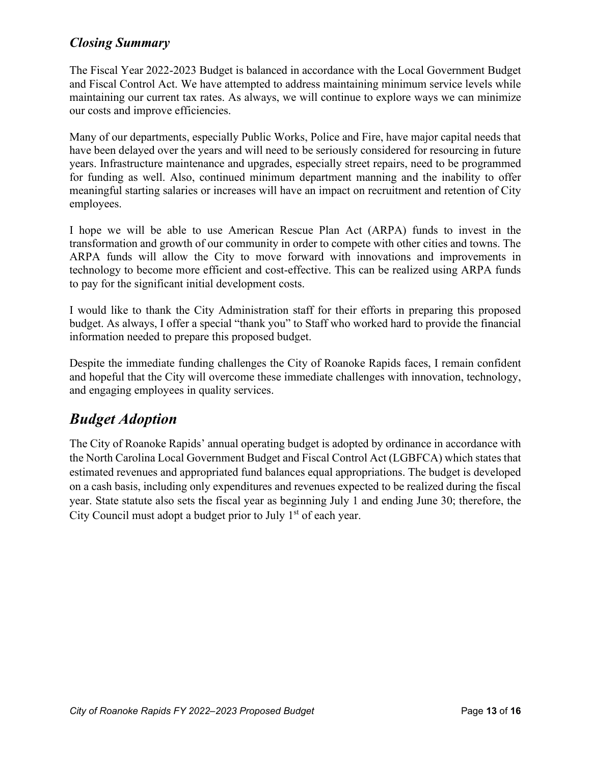### *Closing Summary*

The Fiscal Year 2022-2023 Budget is balanced in accordance with the Local Government Budget and Fiscal Control Act. We have attempted to address maintaining minimum service levels while maintaining our current tax rates. As always, we will continue to explore ways we can minimize our costs and improve efficiencies.

Many of our departments, especially Public Works, Police and Fire, have major capital needs that have been delayed over the years and will need to be seriously considered for resourcing in future years. Infrastructure maintenance and upgrades, especially street repairs, need to be programmed for funding as well. Also, continued minimum department manning and the inability to offer meaningful starting salaries or increases will have an impact on recruitment and retention of City employees.

I hope we will be able to use American Rescue Plan Act (ARPA) funds to invest in the transformation and growth of our community in order to compete with other cities and towns. The ARPA funds will allow the City to move forward with innovations and improvements in technology to become more efficient and cost-effective. This can be realized using ARPA funds to pay for the significant initial development costs.

I would like to thank the City Administration staff for their efforts in preparing this proposed budget. As always, I offer a special "thank you" to Staff who worked hard to provide the financial information needed to prepare this proposed budget.

Despite the immediate funding challenges the City of Roanoke Rapids faces, I remain confident and hopeful that the City will overcome these immediate challenges with innovation, technology, and engaging employees in quality services.

## *Budget Adoption*

The City of Roanoke Rapids' annual operating budget is adopted by ordinance in accordance with the North Carolina Local Government Budget and Fiscal Control Act (LGBFCA) which states that estimated revenues and appropriated fund balances equal appropriations. The budget is developed on a cash basis, including only expenditures and revenues expected to be realized during the fiscal year. State statute also sets the fiscal year as beginning July 1 and ending June 30; therefore, the City Council must adopt a budget prior to July 1st of each year.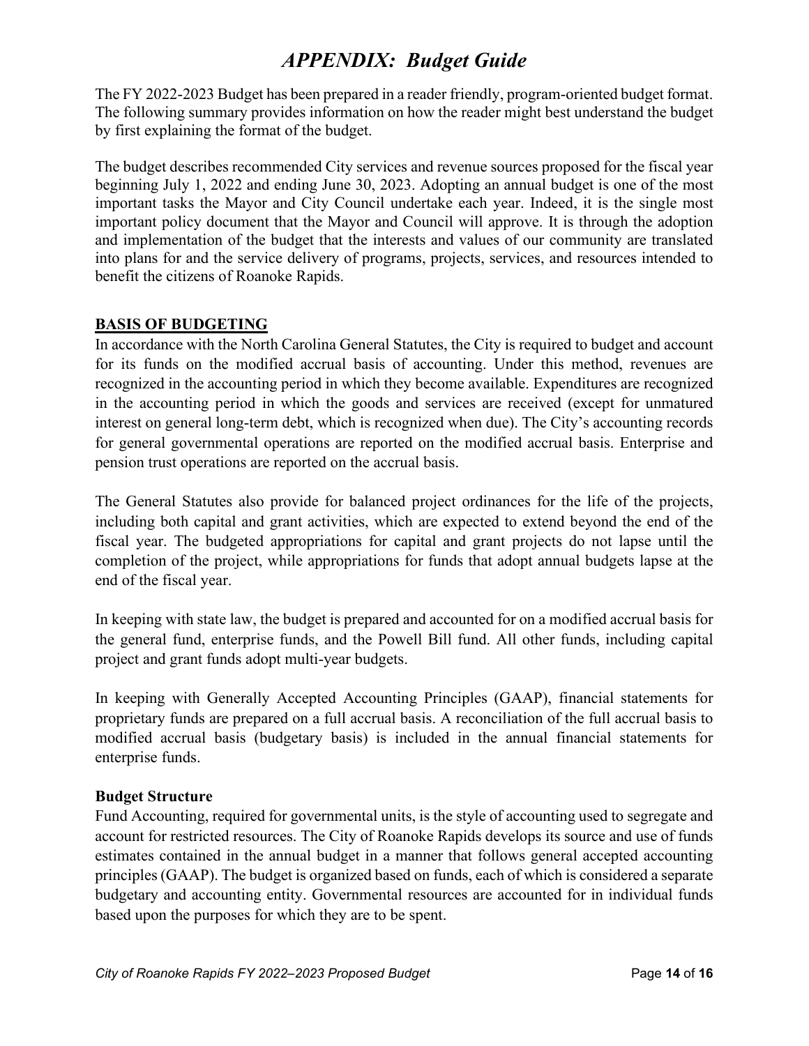# *APPENDIX: Budget Guide*

The FY 2022-2023 Budget has been prepared in a reader friendly, program-oriented budget format. The following summary provides information on how the reader might best understand the budget by first explaining the format of the budget.

The budget describes recommended City services and revenue sources proposed for the fiscal year beginning July 1, 2022 and ending June 30, 2023. Adopting an annual budget is one of the most important tasks the Mayor and City Council undertake each year. Indeed, it is the single most important policy document that the Mayor and Council will approve. It is through the adoption and implementation of the budget that the interests and values of our community are translated into plans for and the service delivery of programs, projects, services, and resources intended to benefit the citizens of Roanoke Rapids.

## BASIS OF BUDGETING

In accordance with the North Carolina General Statutes, the City is required to budget and account for its funds on the modified accrual basis of accounting. Under this method, revenues are recognized in the accounting period in which they become available. Expenditures are recognized in the accounting period in which the goods and services are received (except for unmatured interest on general long-term debt, which is recognized when due). The City's accounting records for general governmental operations are reported on the modified accrual basis. Enterprise and pension trust operations are reported on the accrual basis.

The General Statutes also provide for balanced project ordinances for the life of the projects, including both capital and grant activities, which are expected to extend beyond the end of the fiscal year. The budgeted appropriations for capital and grant projects do not lapse until the completion of the project, while appropriations for funds that adopt annual budgets lapse at the end of the fiscal year.

In keeping with state law, the budget is prepared and accounted for on a modified accrual basis for the general fund, enterprise funds, and the Powell Bill fund. All other funds, including capital project and grant funds adopt multi-year budgets.

In keeping with Generally Accepted Accounting Principles (GAAP), financial statements for proprietary funds are prepared on a full accrual basis. A reconciliation of the full accrual basis to modified accrual basis (budgetary basis) is included in the annual financial statements for enterprise funds.

### Budget Structure

Fund Accounting, required for governmental units, is the style of accounting used to segregate and account for restricted resources. The City of Roanoke Rapids develops its source and use of funds estimates contained in the annual budget in a manner that follows general accepted accounting principles (GAAP). The budget is organized based on funds, each of which is considered a separate budgetary and accounting entity. Governmental resources are accounted for in individual funds based upon the purposes for which they are to be spent.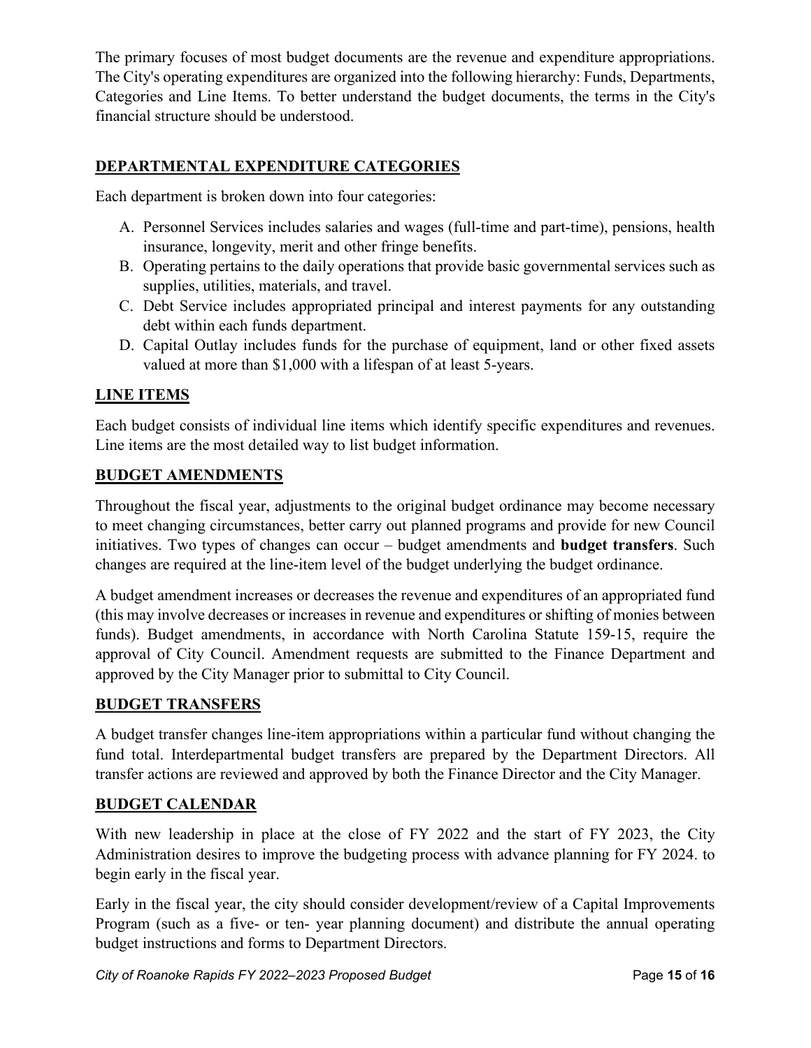The primary focuses of most budget documents are the revenue and expenditure appropriations. The City's operating expenditures are organized into the following hierarchy: Funds, Departments, Categories and Line Items. To better understand the budget documents, the terms in the City's financial structure should be understood.

## DEPARTMENTAL EXPENDITURE CATEGORIES

Each department is broken down into four categories:

A. Personnel Services includes salaries and wages (full-time and part-time), pensions, health insurance, longevity, merit and other fringe benefits.
B. Operating pertains to the daily operations that provide basic governmental services such as supplies, utilities, materials, and travel.
C. Debt Service includes appropriated principal and interest payments for any outstanding debt within each funds department.
D. Capital Outlay includes funds for the purchase of equipment, land or other fixed assets valued at more than $1,000 with a lifespan of at least 5-years.

## LINE ITEMS

Each budget consists of individual line items which identify specific expenditures and revenues. Line items are the most detailed way to list budget information.

## BUDGET AMENDMENTS

Throughout the fiscal year, adjustments to the original budget ordinance may become necessary to meet changing circumstances, better carry out planned programs and provide for new Council initiatives. Two types of changes can occur – budget amendments and **budget transfers**. Such changes are required at the line-item level of the budget underlying the budget ordinance.

A budget amendment increases or decreases the revenue and expenditures of an appropriated fund (this may involve decreases or increases in revenue and expenditures or shifting of monies between funds). Budget amendments, in accordance with North Carolina Statute 159-15, require the approval of City Council. Amendment requests are submitted to the Finance Department and approved by the City Manager prior to submittal to City Council.

## BUDGET TRANSFERS

A budget transfer changes line-item appropriations within a particular fund without changing the fund total. Interdepartmental budget transfers are prepared by the Department Directors. All transfer actions are reviewed and approved by both the Finance Director and the City Manager.

## BUDGET CALENDAR

With new leadership in place at the close of FY 2022 and the start of FY 2023, the City Administration desires to improve the budgeting process with advance planning for FY 2024. to begin early in the fiscal year.

Early in the fiscal year, the city should consider development/review of a Capital Improvements Program (such as a five- or ten- year planning document) and distribute the annual operating budget instructions and forms to Department Directors.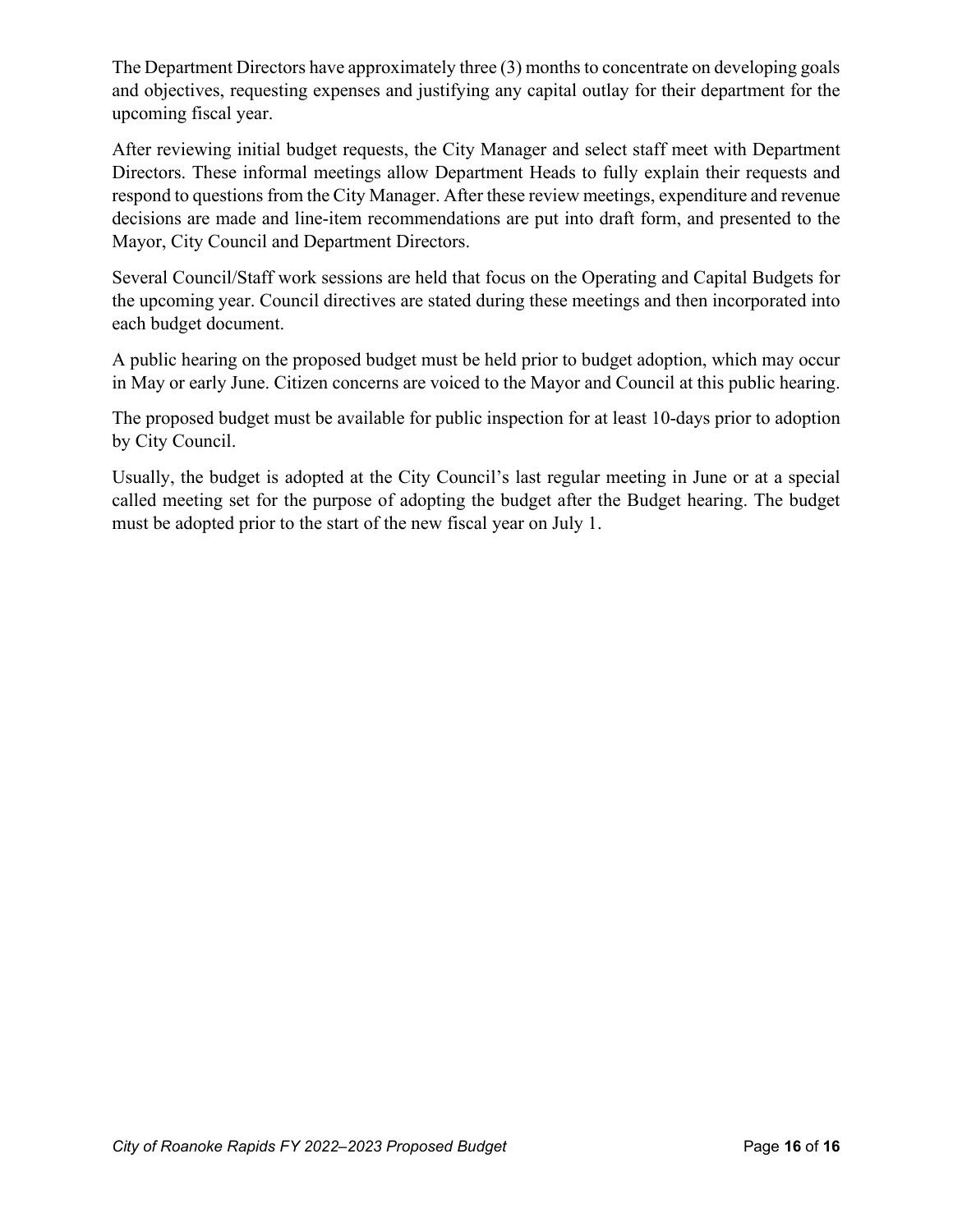The Department Directors have approximately three (3) months to concentrate on developing goals and objectives, requesting expenses and justifying any capital outlay for their department for the upcoming fiscal year.

After reviewing initial budget requests, the City Manager and select staff meet with Department Directors. These informal meetings allow Department Heads to fully explain their requests and respond to questions from the City Manager. After these review meetings, expenditure and revenue decisions are made and line-item recommendations are put into draft form, and presented to the Mayor, City Council and Department Directors.

Several Council/Staff work sessions are held that focus on the Operating and Capital Budgets for the upcoming year. Council directives are stated during these meetings and then incorporated into each budget document.

A public hearing on the proposed budget must be held prior to budget adoption, which may occur in May or early June. Citizen concerns are voiced to the Mayor and Council at this public hearing.

The proposed budget must be available for public inspection for at least 10-days prior to adoption by City Council.

Usually, the budget is adopted at the City Council's last regular meeting in June or at a special called meeting set for the purpose of adopting the budget after the Budget hearing. The budget must be adopted prior to the start of the new fiscal year on July 1.